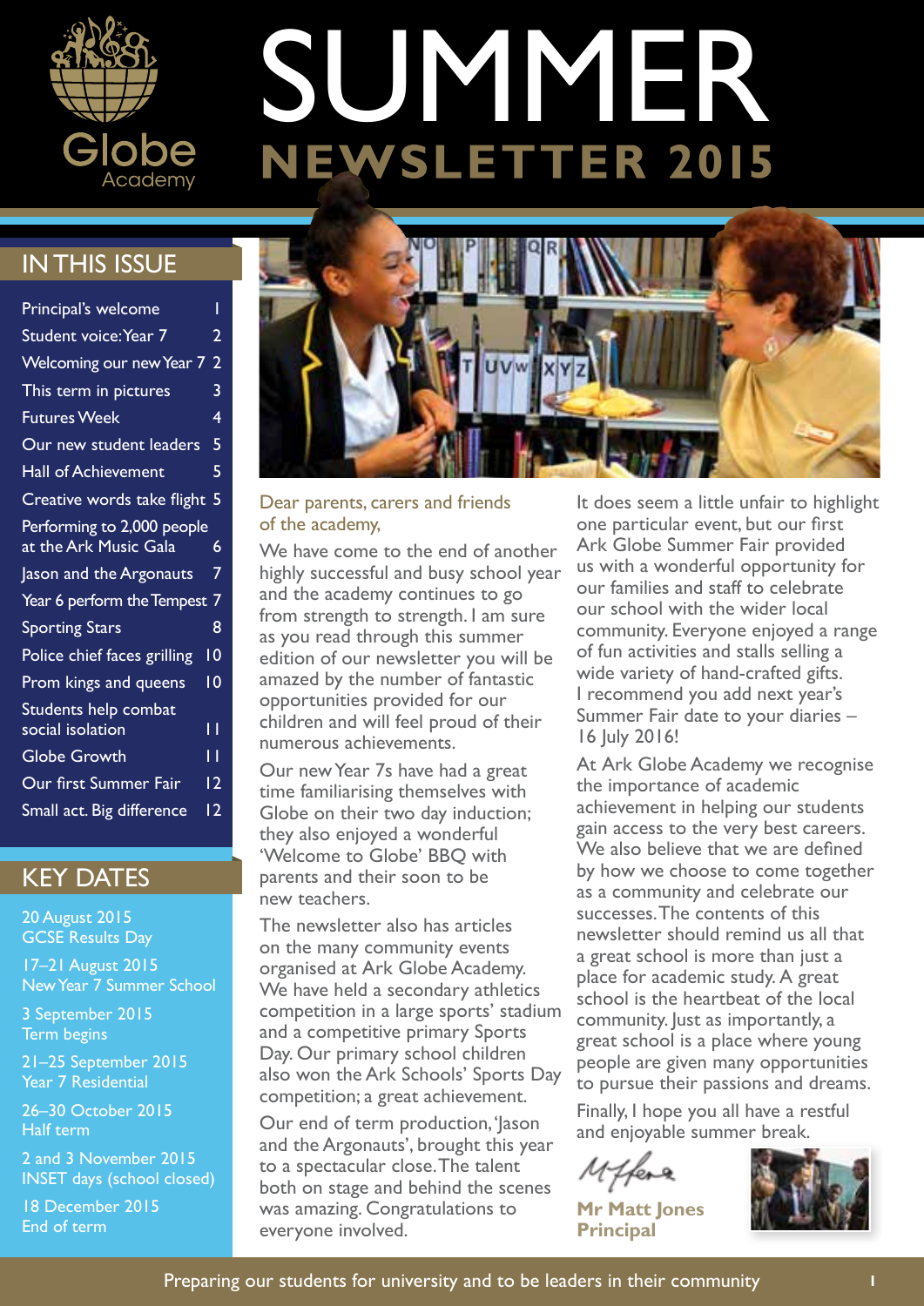# SUMMER NEWSLETTER 2015

Globe Academy

## IN THIS ISSUE

| | |
|---|---|
| Principal's welcome | 1 |
| Student voice: Year 7 | 2 |
| Welcoming our new Year 7 | 2 |
| This term in pictures | 3 |
| Futures Week | 4 |
| Our new student leaders | 5 |
| Hall of Achievement | 5 |
| Creative words take flight | 5 |
| Performing to 2,000 people at the Ark Music Gala | 6 |
| Jason and the Argonauts | 7 |
| Year 6 perform the Tempest | 7 |
| Sporting Stars | 8 |
| Police chief faces grilling | 10 |
| Prom kings and queens | 10 |
| Students help combat social isolation | 11 |
| Globe Growth | 11 |
| Our first Summer Fair | 12 |
| Small act. Big difference | 12 |

## KEY DATES

20 August 2015
GCSE Results Day

17–21 August 2015
New Year 7 Summer School

3 September 2015
Term begins

21–25 September 2015
Year 7 Residential

26–30 October 2015
Half term

2 and 3 November 2015
INSET days (school closed)

18 December 2015
End of term

Dear parents, carers and friends of the academy,

We have come to the end of another highly successful and busy school year and the academy continues to go from strength to strength. I am sure as you read through this summer edition of our newsletter you will be amazed by the number of fantastic opportunities provided for our children and will feel proud of their numerous achievements.

Our new Year 7s have had a great time familiarising themselves with Globe on their two day induction; they also enjoyed a wonderful 'Welcome to Globe' BBQ with parents and their soon to be new teachers.

The newsletter also has articles on the many community events organised at Ark Globe Academy. We have held a secondary athletics competition in a large sports' stadium and a competitive primary Sports Day. Our primary school children also won the Ark Schools' Sports Day competition; a great achievement.

Our end of term production, 'Jason and the Argonauts', brought this year to a spectacular close. The talent both on stage and behind the scenes was amazing. Congratulations to everyone involved.

It does seem a little unfair to highlight one particular event, but our first Ark Globe Summer Fair provided us with a wonderful opportunity for our families and staff to celebrate our school with the wider local community. Everyone enjoyed a range of fun activities and stalls selling a wide variety of hand-crafted gifts. I recommend you add next year's Summer Fair date to your diaries – 16 July 2016!

At Ark Globe Academy we recognise the importance of academic achievement in helping our students gain access to the very best careers. We also believe that we are defined by how we choose to come together as a community and celebrate our successes. The contents of this newsletter should remind us all that a great school is more than just a place for academic study. A great school is the heartbeat of the local community. Just as importantly, a great school is a place where young people are given many opportunities to pursue their passions and dreams.

Finally, I hope you all have a restful and enjoyable summer break.

**Mr Matt Jones**
**Principal**

Preparing our students for university and to be leaders in their community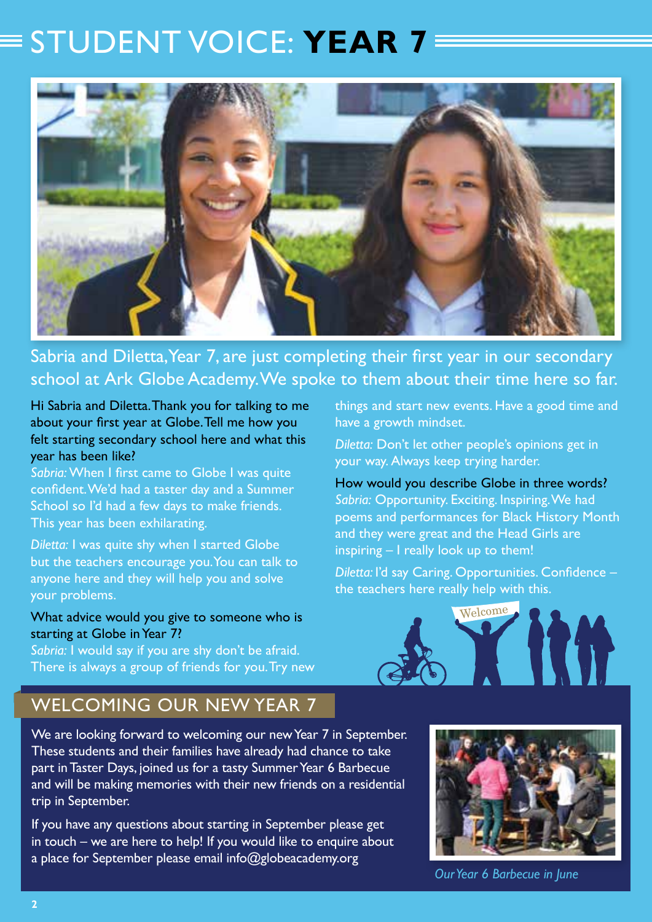# STUDENT VOICE: **YEAR 7**

Sabria and Diletta, Year 7, are just completing their first year in our secondary school at Ark Globe Academy. We spoke to them about their time here so far.

Hi Sabria and Diletta. Thank you for talking to me about your first year at Globe. Tell me how you felt starting secondary school here and what this year has been like?

*Sabria:* When I first came to Globe I was quite confident. We'd had a taster day and a Summer School so I'd had a few days to make friends. This year has been exhilarating.

*Diletta:* I was quite shy when I started Globe but the teachers encourage you. You can talk to anyone here and they will help you and solve your problems.

What advice would you give to someone who is starting at Globe in Year 7?

*Sabria:* I would say if you are shy don't be afraid. There is always a group of friends for you. Try new things and start new events. Have a good time and have a growth mindset.

*Diletta:* Don't let other people's opinions get in your way. Always keep trying harder.

How would you describe Globe in three words?

*Sabria:* Opportunity. Exciting. Inspiring. We had poems and performances for Black History Month and they were great and the Head Girls are inspiring – I really look up to them!

*Diletta:* I'd say Caring. Opportunities. Confidence – the teachers here really help with this.

## WELCOMING OUR NEW YEAR 7

We are looking forward to welcoming our new Year 7 in September. These students and their families have already had chance to take part in Taster Days, joined us for a tasty Summer Year 6 Barbecue and will be making memories with their new friends on a residential trip in September.

If you have any questions about starting in September please get in touch – we are here to help! If you would like to enquire about a place for September please email info@globeacademy.org

*Our Year 6 Barbecue in June*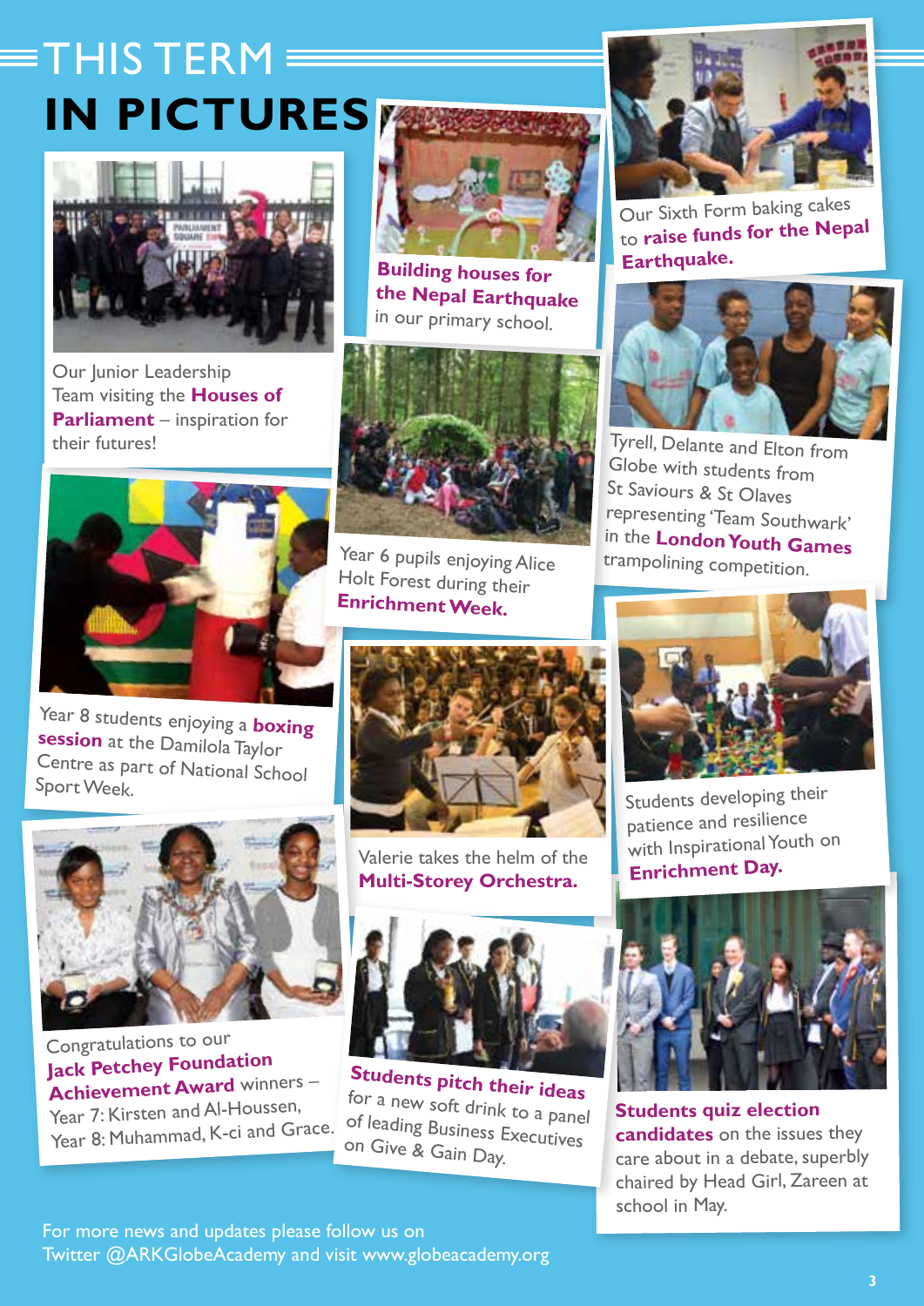# THIS TERM IN PICTURES

Our Junior Leadership Team visiting the **Houses of Parliament** – inspiration for their futures!

**Building houses for the Nepal Earthquake** in our primary school.

Our Sixth Form baking cakes to **raise funds for the Nepal Earthquake.**

Year 6 pupils enjoying Alice Holt Forest during their **Enrichment Week.**

Tyrell, Delante and Elton from Globe with students from St Saviours & St Olaves representing 'Team Southwark' in the **London Youth Games** trampolining competition.

Year 8 students enjoying a **boxing session** at the Damilola Taylor Centre as part of National School Sport Week.

Valerie takes the helm of the **Multi-Storey Orchestra.**

Students developing their patience and resilience with Inspirational Youth on **Enrichment Day.**

Congratulations to our **Jack Petchey Foundation Achievement Award** winners – Year 7: Kirsten and Al-Houssen, Year 8: Muhammad, K-ci and Grace.

**Students pitch their ideas** for a new soft drink to a panel of leading Business Executives on Give & Gain Day.

**Students quiz election candidates** on the issues they care about in a debate, superbly chaired by Head Girl, Zareen at school in May.

For more news and updates please follow us on Twitter @ARKGlobeAcademy and visit www.globeacademy.org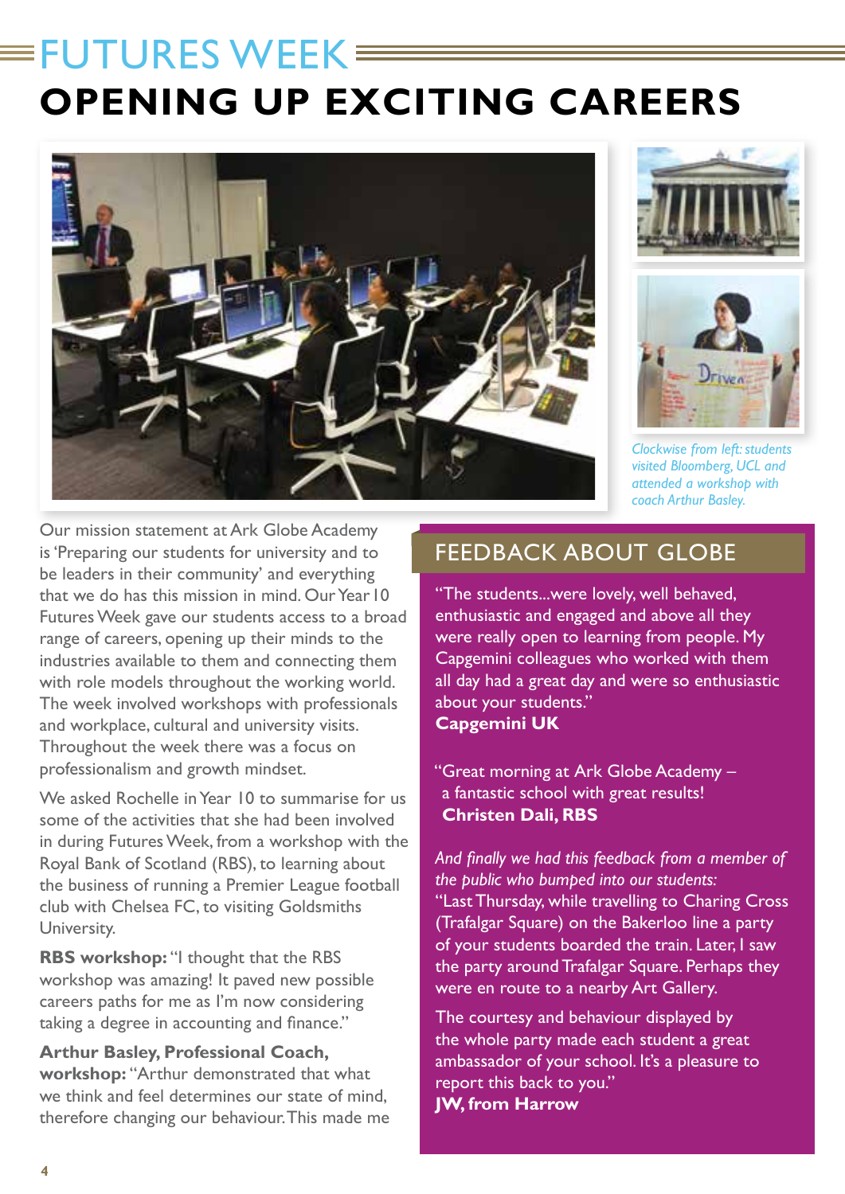# FUTURES WEEK

## OPENING UP EXCITING CAREERS

*Clockwise from left: students visited Bloomberg, UCL and attended a workshop with coach Arthur Basley.*

Our mission statement at Ark Globe Academy is 'Preparing our students for university and to be leaders in their community' and everything that we do has this mission in mind. Our Year 10 Futures Week gave our students access to a broad range of careers, opening up their minds to the industries available to them and connecting them with role models throughout the working world. The week involved workshops with professionals and workplace, cultural and university visits. Throughout the week there was a focus on professionalism and growth mindset.

We asked Rochelle in Year 10 to summarise for us some of the activities that she had been involved in during Futures Week, from a workshop with the Royal Bank of Scotland (RBS), to learning about the business of running a Premier League football club with Chelsea FC, to visiting Goldsmiths University.

**RBS workshop:** "I thought that the RBS workshop was amazing! It paved new possible careers paths for me as I'm now considering taking a degree in accounting and finance."

**Arthur Basley, Professional Coach, workshop:** "Arthur demonstrated that what we think and feel determines our state of mind, therefore changing our behaviour. This made me

## FEEDBACK ABOUT GLOBE

"The students...were lovely, well behaved, enthusiastic and engaged and above all they were really open to learning from people. My Capgemini colleagues who worked with them all day had a great day and were so enthusiastic about your students."
**Capgemini UK**

"Great morning at Ark Globe Academy – a fantastic school with great results!
**Christen Dali, RBS**

*And finally we had this feedback from a member of the public who bumped into our students:*
"Last Thursday, while travelling to Charing Cross (Trafalgar Square) on the Bakerloo line a party of your students boarded the train. Later, I saw the party around Trafalgar Square. Perhaps they were en route to a nearby Art Gallery.

The courtesy and behaviour displayed by the whole party made each student a great ambassador of your school. It's a pleasure to report this back to you."
**JW, from Harrow**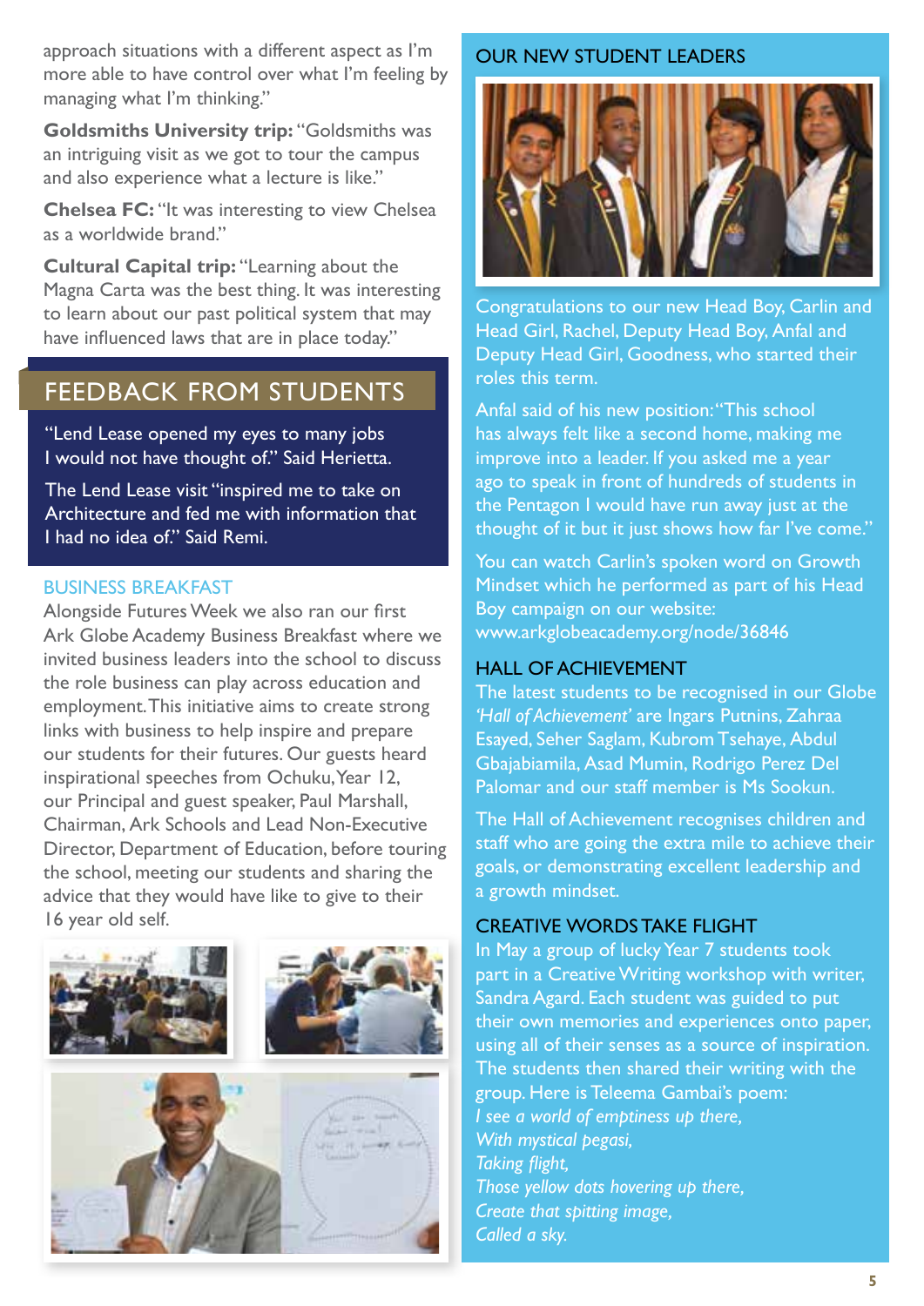approach situations with a different aspect as I'm more able to have control over what I'm feeling by managing what I'm thinking."

**Goldsmiths University trip:** "Goldsmiths was an intriguing visit as we got to tour the campus and also experience what a lecture is like."

**Chelsea FC:** "It was interesting to view Chelsea as a worldwide brand."

**Cultural Capital trip:** "Learning about the Magna Carta was the best thing. It was interesting to learn about our past political system that may have influenced laws that are in place today."

## FEEDBACK FROM STUDENTS

"Lend Lease opened my eyes to many jobs I would not have thought of." Said Herietta.

The Lend Lease visit "inspired me to take on Architecture and fed me with information that I had no idea of." Said Remi.

### BUSINESS BREAKFAST

Alongside Futures Week we also ran our first Ark Globe Academy Business Breakfast where we invited business leaders into the school to discuss the role business can play across education and employment. This initiative aims to create strong links with business to help inspire and prepare our students for their futures. Our guests heard inspirational speeches from Ochuku, Year 12, our Principal and guest speaker, Paul Marshall, Chairman, Ark Schools and Lead Non-Executive Director, Department of Education, before touring the school, meeting our students and sharing the advice that they would have like to give to their 16 year old self.

### OUR NEW STUDENT LEADERS

Congratulations to our new Head Boy, Carlin and Head Girl, Rachel, Deputy Head Boy, Anfal and Deputy Head Girl, Goodness, who started their roles this term.

Anfal said of his new position: "This school has always felt like a second home, making me improve into a leader. If you asked me a year ago to speak in front of hundreds of students in the Pentagon I would have run away just at the thought of it but it just shows how far I've come."

You can watch Carlin's spoken word on Growth Mindset which he performed as part of his Head Boy campaign on our website: www.arkglobeacademy.org/node/36846

### HALL OF ACHIEVEMENT

The latest students to be recognised in our Globe *'Hall of Achievement'* are Ingars Putnins, Zahraa Esayed, Seher Saglam, Kubrom Tsehaye, Abdul Gbajabiamila, Asad Mumin, Rodrigo Perez Del Palomar and our staff member is Ms Sookun.

The Hall of Achievement recognises children and staff who are going the extra mile to achieve their goals, or demonstrating excellent leadership and a growth mindset.

### CREATIVE WORDS TAKE FLIGHT

In May a group of lucky Year 7 students took part in a Creative Writing workshop with writer, Sandra Agard. Each student was guided to put their own memories and experiences onto paper, using all of their senses as a source of inspiration. The students then shared their writing with the group. Here is Teleema Gambai's poem:

*I see a world of emptiness up there,*
*With mystical pegasi,*
*Taking flight,*
*Those yellow dots hovering up there,*
*Create that spitting image,*
*Called a sky.*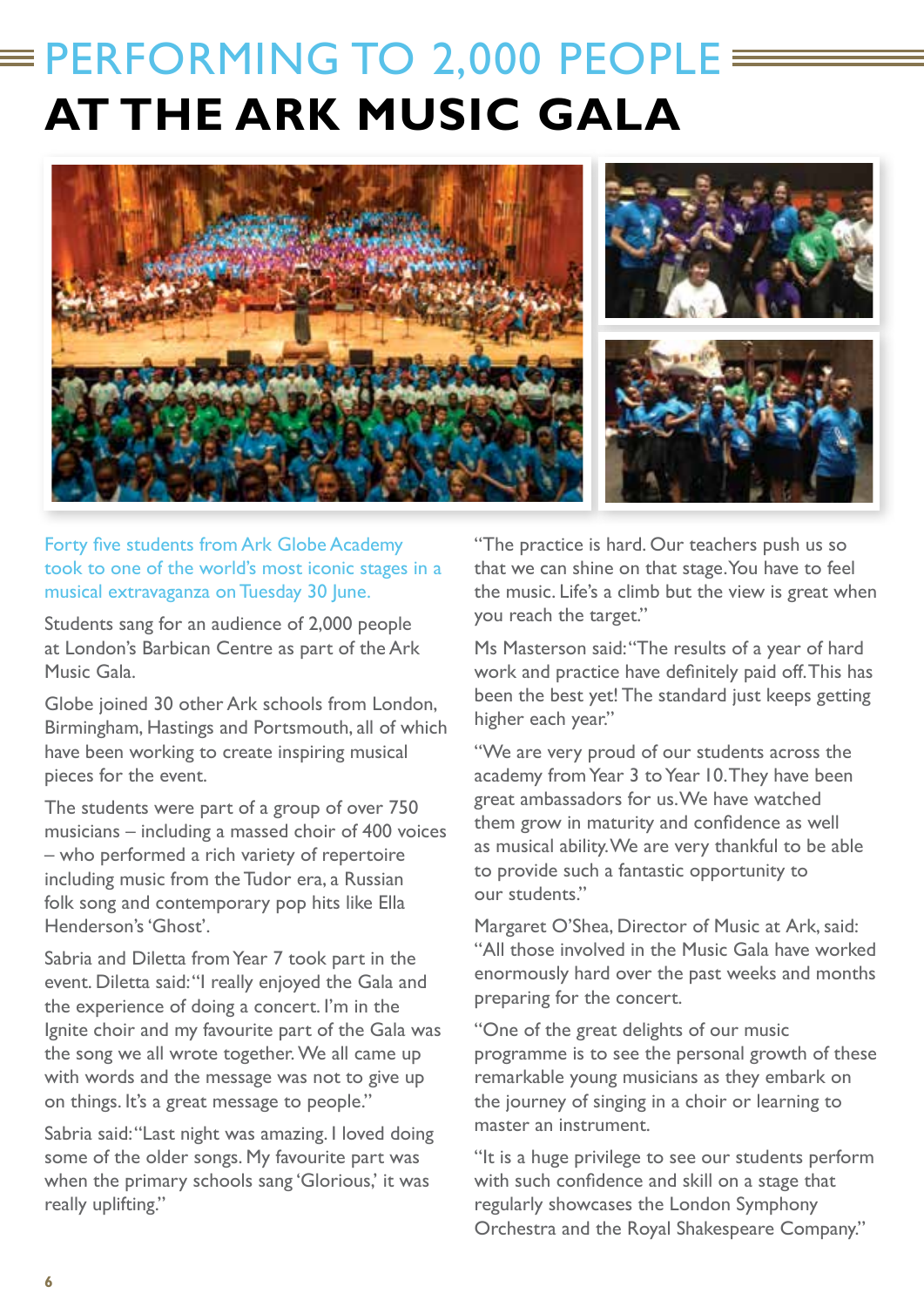# PERFORMING TO 2,000 PEOPLE AT THE ARK MUSIC GALA

Forty five students from Ark Globe Academy took to one of the world's most iconic stages in a musical extravaganza on Tuesday 30 June.

Students sang for an audience of 2,000 people at London's Barbican Centre as part of the Ark Music Gala.

Globe joined 30 other Ark schools from London, Birmingham, Hastings and Portsmouth, all of which have been working to create inspiring musical pieces for the event.

The students were part of a group of over 750 musicians – including a massed choir of 400 voices – who performed a rich variety of repertoire including music from the Tudor era, a Russian folk song and contemporary pop hits like Ella Henderson's 'Ghost'.

Sabria and Diletta from Year 7 took part in the event. Diletta said: "I really enjoyed the Gala and the experience of doing a concert. I'm in the Ignite choir and my favourite part of the Gala was the song we all wrote together. We all came up with words and the message was not to give up on things. It's a great message to people."

Sabria said: "Last night was amazing. I loved doing some of the older songs. My favourite part was when the primary schools sang 'Glorious,' it was really uplifting."

"The practice is hard. Our teachers push us so that we can shine on that stage. You have to feel the music. Life's a climb but the view is great when you reach the target."

Ms Masterson said: "The results of a year of hard work and practice have definitely paid off. This has been the best yet! The standard just keeps getting higher each year."

"We are very proud of our students across the academy from Year 3 to Year 10. They have been great ambassadors for us. We have watched them grow in maturity and confidence as well as musical ability. We are very thankful to be able to provide such a fantastic opportunity to our students."

Margaret O'Shea, Director of Music at Ark, said: "All those involved in the Music Gala have worked enormously hard over the past weeks and months preparing for the concert.

"One of the great delights of our music programme is to see the personal growth of these remarkable young musicians as they embark on the journey of singing in a choir or learning to master an instrument.

"It is a huge privilege to see our students perform with such confidence and skill on a stage that regularly showcases the London Symphony Orchestra and the Royal Shakespeare Company."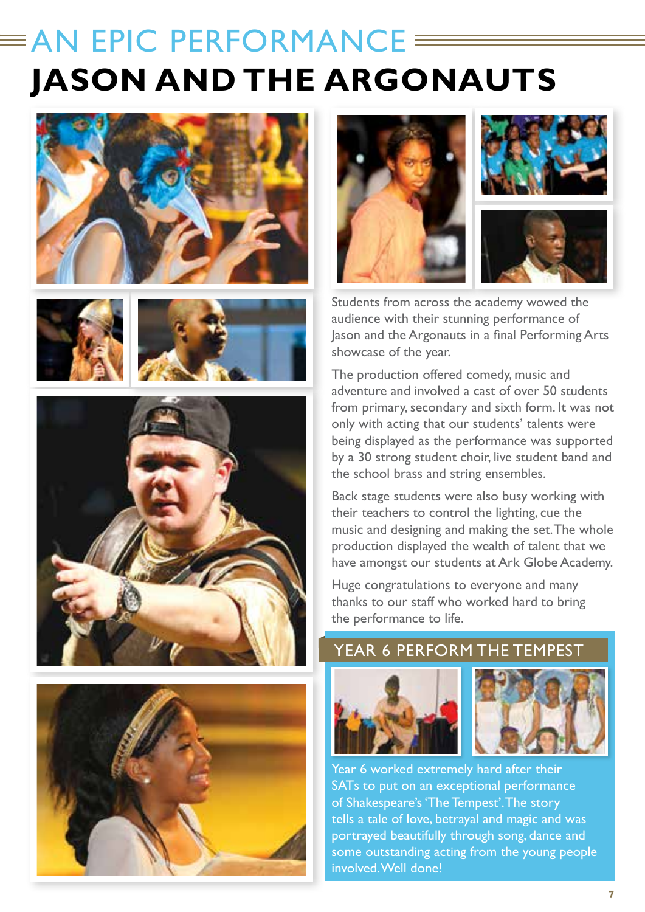# AN EPIC PERFORMANCE

# JASON AND THE ARGONAUTS

Students from across the academy wowed the audience with their stunning performance of Jason and the Argonauts in a final Performing Arts showcase of the year.

The production offered comedy, music and adventure and involved a cast of over 50 students from primary, secondary and sixth form. It was not only with acting that our students' talents were being displayed as the performance was supported by a 30 strong student choir, live student band and the school brass and string ensembles.

Back stage students were also busy working with their teachers to control the lighting, cue the music and designing and making the set. The whole production displayed the wealth of talent that we have amongst our students at Ark Globe Academy.

Huge congratulations to everyone and many thanks to our staff who worked hard to bring the performance to life.

## YEAR 6 PERFORM THE TEMPEST

Year 6 worked extremely hard after their SATs to put on an exceptional performance of Shakespeare's 'The Tempest'. The story tells a tale of love, betrayal and magic and was portrayed beautifully through song, dance and some outstanding acting from the young people involved. Well done!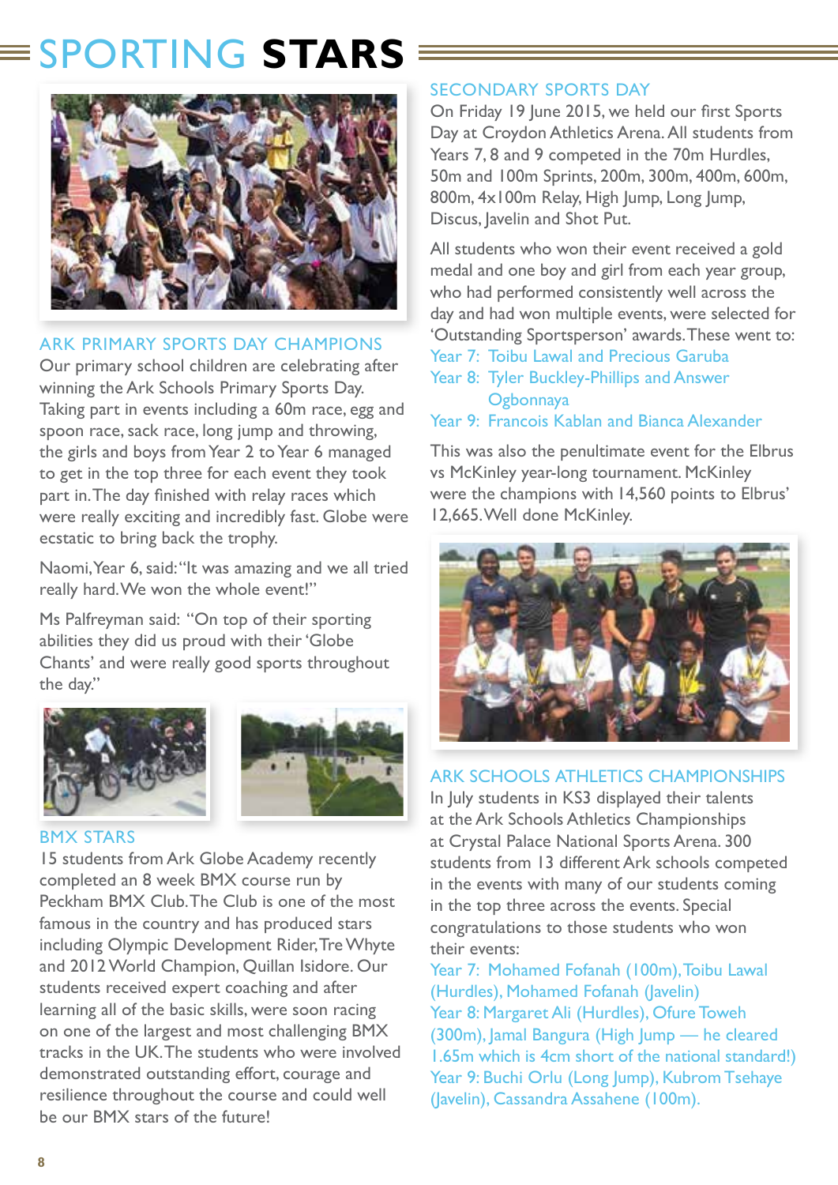# SPORTING **STARS**

## ARK PRIMARY SPORTS DAY CHAMPIONS

Our primary school children are celebrating after winning the Ark Schools Primary Sports Day. Taking part in events including a 60m race, egg and spoon race, sack race, long jump and throwing, the girls and boys from Year 2 to Year 6 managed to get in the top three for each event they took part in. The day finished with relay races which were really exciting and incredibly fast. Globe were ecstatic to bring back the trophy.

Naomi, Year 6, said: "It was amazing and we all tried really hard. We won the whole event!"

Ms Palfreyman said: "On top of their sporting abilities they did us proud with their 'Globe Chants' and were really good sports throughout the day."

## BMX STARS

15 students from Ark Globe Academy recently completed an 8 week BMX course run by Peckham BMX Club. The Club is one of the most famous in the country and has produced stars including Olympic Development Rider, Tre Whyte and 2012 World Champion, Quillan Isidore. Our students received expert coaching and after learning all of the basic skills, were soon racing on one of the largest and most challenging BMX tracks in the UK. The students who were involved demonstrated outstanding effort, courage and resilience throughout the course and could well be our BMX stars of the future!

## SECONDARY SPORTS DAY

On Friday 19 June 2015, we held our first Sports Day at Croydon Athletics Arena. All students from Years 7, 8 and 9 competed in the 70m Hurdles, 50m and 100m Sprints, 200m, 300m, 400m, 600m, 800m, 4x100m Relay, High Jump, Long Jump, Discus, Javelin and Shot Put.

All students who won their event received a gold medal and one boy and girl from each year group, who had performed consistently well across the day and had won multiple events, were selected for 'Outstanding Sportsperson' awards. These went to:

Year 7: Toibu Lawal and Precious Garuba
Year 8: Tyler Buckley-Phillips and Answer Ogbonnaya
Year 9: Francois Kablan and Bianca Alexander

This was also the penultimate event for the Elbrus vs McKinley year-long tournament. McKinley were the champions with 14,560 points to Elbrus' 12,665. Well done McKinley.

## ARK SCHOOLS ATHLETICS CHAMPIONSHIPS

In July students in KS3 displayed their talents at the Ark Schools Athletics Championships at Crystal Palace National Sports Arena. 300 students from 13 different Ark schools competed in the events with many of our students coming in the top three across the events. Special congratulations to those students who won their events:

Year 7: Mohamed Fofanah (100m), Toibu Lawal (Hurdles), Mohamed Fofanah (Javelin)
Year 8: Margaret Ali (Hurdles), Ofure Toweh (300m), Jamal Bangura (High Jump — he cleared 1.65m which is 4cm short of the national standard!)
Year 9: Buchi Orlu (Long Jump), Kubrom Tsehaye (Javelin), Cassandra Assahene (100m).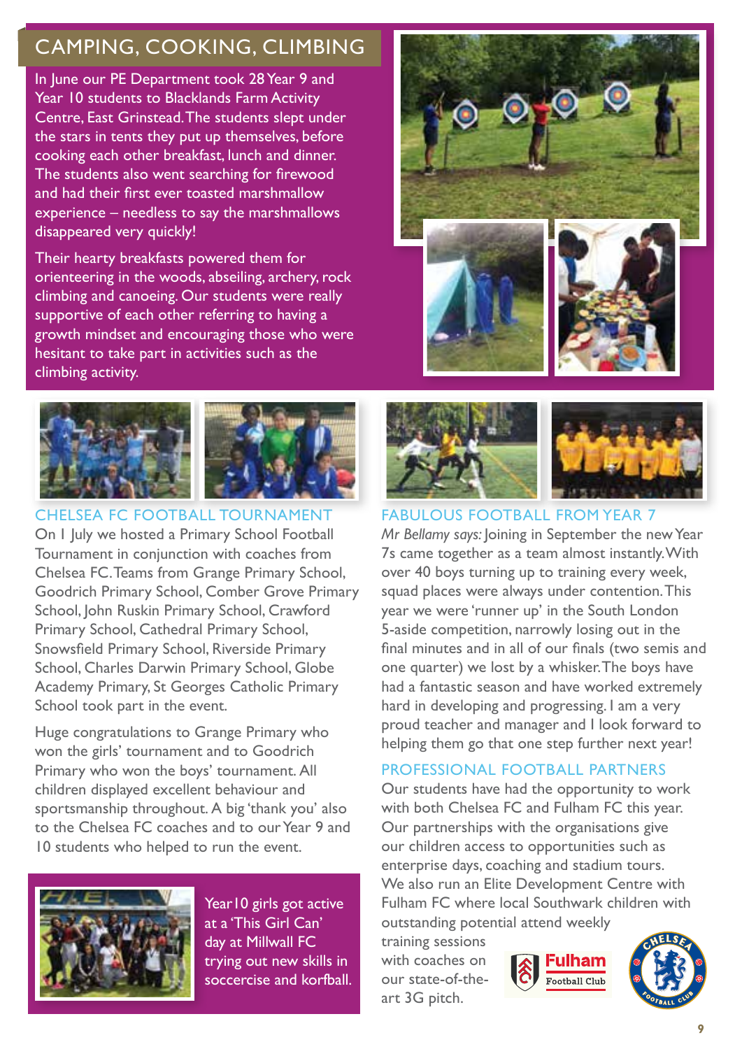## CAMPING, COOKING, CLIMBING

In June our PE Department took 28 Year 9 and Year 10 students to Blacklands Farm Activity Centre, East Grinstead. The students slept under the stars in tents they put up themselves, before cooking each other breakfast, lunch and dinner. The students also went searching for firewood and had their first ever toasted marshmallow experience – needless to say the marshmallows disappeared very quickly!

Their hearty breakfasts powered them for orienteering in the woods, abseiling, archery, rock climbing and canoeing. Our students were really supportive of each other referring to having a growth mindset and encouraging those who were hesitant to take part in activities such as the climbing activity.

## CHELSEA FC FOOTBALL TOURNAMENT

On 1 July we hosted a Primary School Football Tournament in conjunction with coaches from Chelsea FC. Teams from Grange Primary School, Goodrich Primary School, Comber Grove Primary School, John Ruskin Primary School, Crawford Primary School, Cathedral Primary School, Snowsfield Primary School, Riverside Primary School, Charles Darwin Primary School, Globe Academy Primary, St Georges Catholic Primary School took part in the event.

Huge congratulations to Grange Primary who won the girls' tournament and to Goodrich Primary who won the boys' tournament. All children displayed excellent behaviour and sportsmanship throughout. A big 'thank you' also to the Chelsea FC coaches and to our Year 9 and 10 students who helped to run the event.

Year 10 girls got active at a 'This Girl Can' day at Millwall FC trying out new skills in soccercise and korfball.

## FABULOUS FOOTBALL FROM YEAR 7

*Mr Bellamy says:* Joining in September the new Year 7s came together as a team almost instantly. With over 40 boys turning up to training every week, squad places were always under contention. This year we were 'runner up' in the South London 5-aside competition, narrowly losing out in the final minutes and in all of our finals (two semis and one quarter) we lost by a whisker. The boys have had a fantastic season and have worked extremely hard in developing and progressing. I am a very proud teacher and manager and I look forward to helping them go that one step further next year!

## PROFESSIONAL FOOTBALL PARTNERS

Our students have had the opportunity to work with both Chelsea FC and Fulham FC this year. Our partnerships with the organisations give our children access to opportunities such as enterprise days, coaching and stadium tours. We also run an Elite Development Centre with Fulham FC where local Southwark children with outstanding potential attend weekly training sessions with coaches on our state-of-the-art 3G pitch.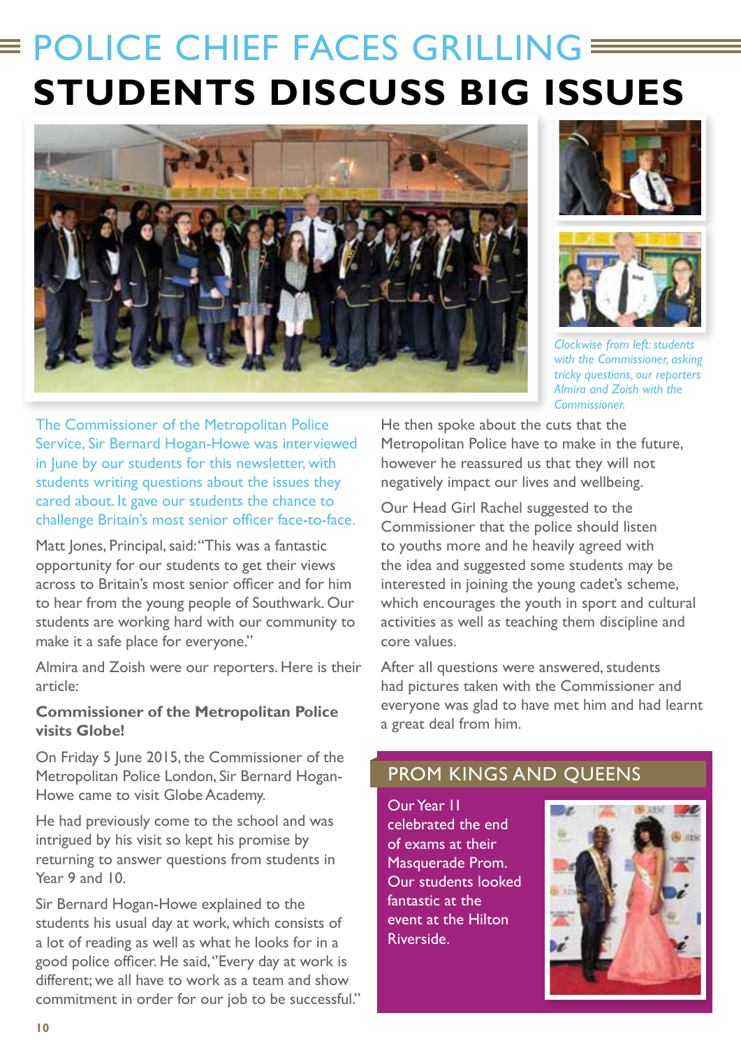# POLICE CHIEF FACES GRILLING

# STUDENTS DISCUSS BIG ISSUES

*Clockwise from left: students with the Commissioner, asking tricky questions, our reporters Almira and Zoish with the Commissioner.*

The Commissioner of the Metropolitan Police Service, Sir Bernard Hogan-Howe was interviewed in June by our students for this newsletter, with students writing questions about the issues they cared about. It gave our students the chance to challenge Britain's most senior officer face-to-face.

Matt Jones, Principal, said: "This was a fantastic opportunity for our students to get their views across to Britain's most senior officer and for him to hear from the young people of Southwark. Our students are working hard with our community to make it a safe place for everyone."

Almira and Zoish were our reporters. Here is their article:

**Commissioner of the Metropolitan Police visits Globe!**

On Friday 5 June 2015, the Commissioner of the Metropolitan Police London, Sir Bernard Hogan-Howe came to visit Globe Academy.

He had previously come to the school and was intrigued by his visit so kept his promise by returning to answer questions from students in Year 9 and 10.

Sir Bernard Hogan-Howe explained to the students his usual day at work, which consists of a lot of reading as well as what he looks for in a good police officer. He said, "Every day at work is different; we all have to work as a team and show commitment in order for our job to be successful."

He then spoke about the cuts that the Metropolitan Police have to make in the future, however he reassured us that they will not negatively impact our lives and wellbeing.

Our Head Girl Rachel suggested to the Commissioner that the police should listen to youths more and he heavily agreed with the idea and suggested some students may be interested in joining the young cadet's scheme, which encourages the youth in sport and cultural activities as well as teaching them discipline and core values.

After all questions were answered, students had pictures taken with the Commissioner and everyone was glad to have met him and had learnt a great deal from him.

## PROM KINGS AND QUEENS

Our Year 11 celebrated the end of exams at their Masquerade Prom. Our students looked fantastic at the event at the Hilton Riverside.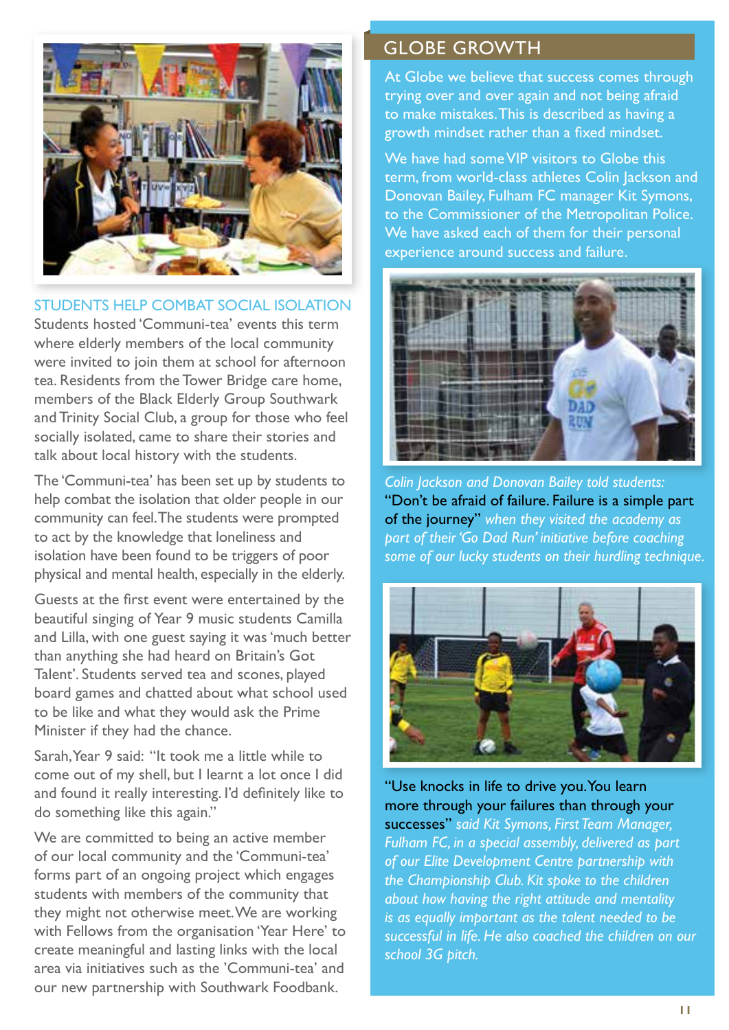## STUDENTS HELP COMBAT SOCIAL ISOLATION

Students hosted 'Communi-tea' events this term where elderly members of the local community were invited to join them at school for afternoon tea. Residents from the Tower Bridge care home, members of the Black Elderly Group Southwark and Trinity Social Club, a group for those who feel socially isolated, came to share their stories and talk about local history with the students.

The 'Communi-tea' has been set up by students to help combat the isolation that older people in our community can feel. The students were prompted to act by the knowledge that loneliness and isolation have been found to be triggers of poor physical and mental health, especially in the elderly.

Guests at the first event were entertained by the beautiful singing of Year 9 music students Camilla and Lilla, with one guest saying it was 'much better than anything she had heard on Britain's Got Talent'. Students served tea and scones, played board games and chatted about what school used to be like and what they would ask the Prime Minister if they had the chance.

Sarah, Year 9 said: "It took me a little while to come out of my shell, but I learnt a lot once I did and found it really interesting. I'd definitely like to do something like this again."

We are committed to being an active member of our local community and the 'Communi-tea' forms part of an ongoing project which engages students with members of the community that they might not otherwise meet. We are working with Fellows from the organisation 'Year Here' to create meaningful and lasting links with the local area via initiatives such as the 'Communi-tea' and our new partnership with Southwark Foodbank.

## GLOBE GROWTH

At Globe we believe that success comes through trying over and over again and not being afraid to make mistakes. This is described as having a growth mindset rather than a fixed mindset.

We have had some VIP visitors to Globe this term, from world-class athletes Colin Jackson and Donovan Bailey, Fulham FC manager Kit Symons, to the Commissioner of the Metropolitan Police. We have asked each of them for their personal experience around success and failure.

*Colin Jackson and Donovan Bailey told students:* "Don't be afraid of failure. Failure is a simple part of the journey" *when they visited the academy as part of their 'Go Dad Run' initiative before coaching some of our lucky students on their hurdling technique.*

"Use knocks in life to drive you. You learn more through your failures than through your successes" *said Kit Symons, First Team Manager, Fulham FC, in a special assembly, delivered as part of our Elite Development Centre partnership with the Championship Club. Kit spoke to the children about how having the right attitude and mentality is as equally important as the talent needed to be successful in life. He also coached the children on our school 3G pitch.*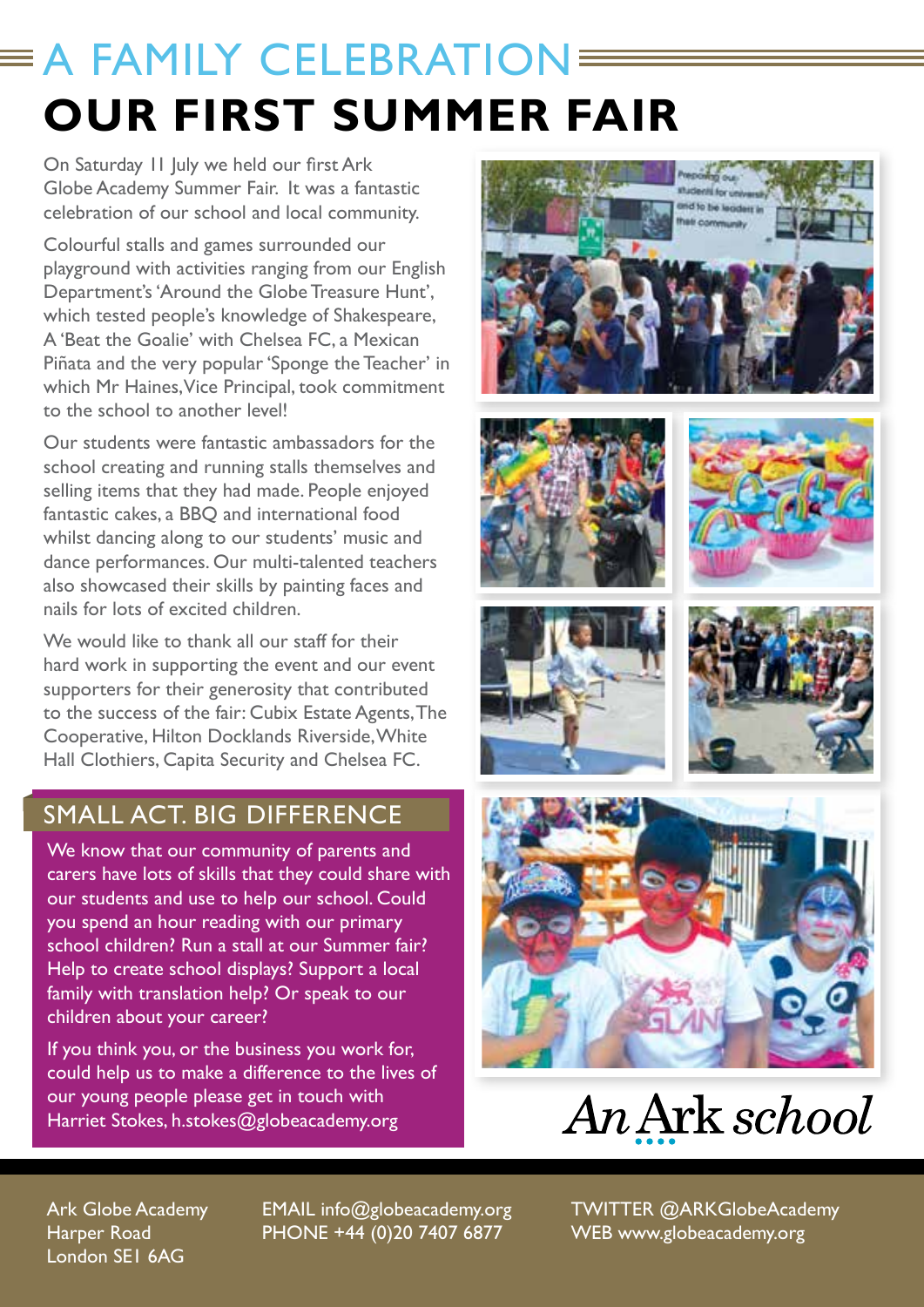# A FAMILY CELEBRATION

# OUR FIRST SUMMER FAIR

On Saturday 11 July we held our first Ark Globe Academy Summer Fair. It was a fantastic celebration of our school and local community.

Colourful stalls and games surrounded our playground with activities ranging from our English Department's 'Around the Globe Treasure Hunt', which tested people's knowledge of Shakespeare, A 'Beat the Goalie' with Chelsea FC, a Mexican Piñata and the very popular 'Sponge the Teacher' in which Mr Haines, Vice Principal, took commitment to the school to another level!

Our students were fantastic ambassadors for the school creating and running stalls themselves and selling items that they had made. People enjoyed fantastic cakes, a BBQ and international food whilst dancing along to our students' music and dance performances. Our multi-talented teachers also showcased their skills by painting faces and nails for lots of excited children.

We would like to thank all our staff for their hard work in supporting the event and our event supporters for their generosity that contributed to the success of the fair: Cubix Estate Agents, The Cooperative, Hilton Docklands Riverside, White Hall Clothiers, Capita Security and Chelsea FC.

## SMALL ACT. BIG DIFFERENCE

We know that our community of parents and carers have lots of skills that they could share with our students and use to help our school. Could you spend an hour reading with our primary school children? Run a stall at our Summer fair? Help to create school displays? Support a local family with translation help? Or speak to our children about your career?

If you think you, or the business you work for, could help us to make a difference to the lives of our young people please get in touch with Harriet Stokes, h.stokes@globeacademy.org

*An Ark school*

Ark Globe Academy
Harper Road
London SE1 6AG

EMAIL info@globeacademy.org
PHONE +44 (0)20 7407 6877

TWITTER @ARKGlobeAcademy
WEB www.globeacademy.org